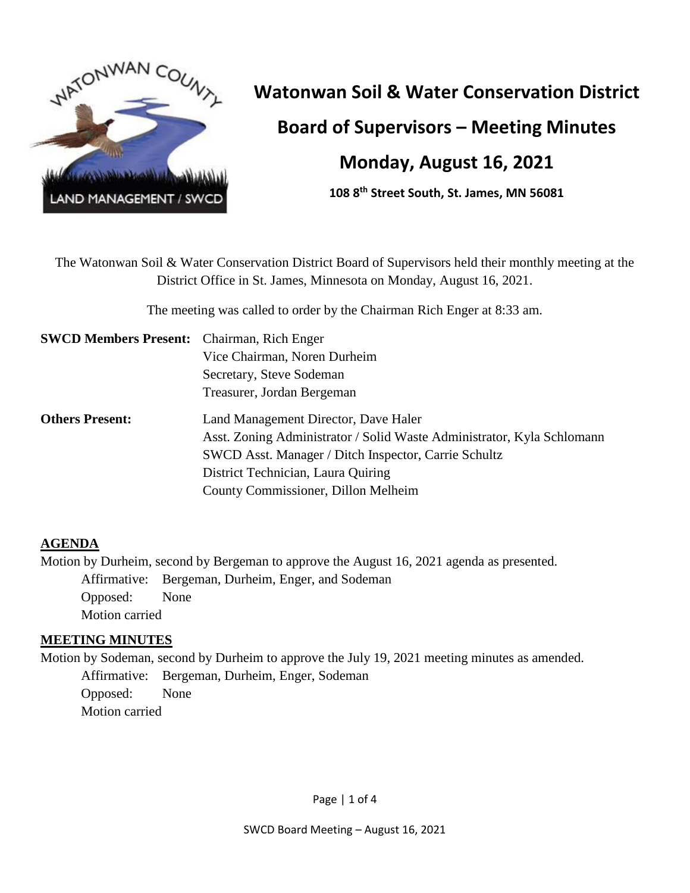# Watonwan Soil & Water Conservation District

## Board of Supervisors – Meeting Minutes

## Monday, August 16, 2021

**108 8th Street South, St. James, MN 56081**

The Watonwan Soil & Water Conservation District Board of Supervisors held their monthly meeting at the District Office in St. James, Minnesota on Monday, August 16, 2021.

The meeting was called to order by the Chairman Rich Enger at 8:33 am.

**SWCD Members Present:** Chairman, Rich Enger
Vice Chairman, Noren Durheim
Secretary, Steve Sodeman
Treasurer, Jordan Bergeman

**Others Present:** Land Management Director, Dave Haler
Asst. Zoning Administrator / Solid Waste Administrator, Kyla Schlomann
SWCD Asst. Manager / Ditch Inspector, Carrie Schultz
District Technician, Laura Quiring
County Commissioner, Dillon Melheim

### AGENDA

Motion by Durheim, second by Bergeman to approve the August 16, 2021 agenda as presented.

Affirmative: Bergeman, Durheim, Enger, and Sodeman
Opposed: None
Motion carried

### MEETING MINUTES

Motion by Sodeman, second by Durheim to approve the July 19, 2021 meeting minutes as amended.

Affirmative: Bergeman, Durheim, Enger, Sodeman
Opposed: None
Motion carried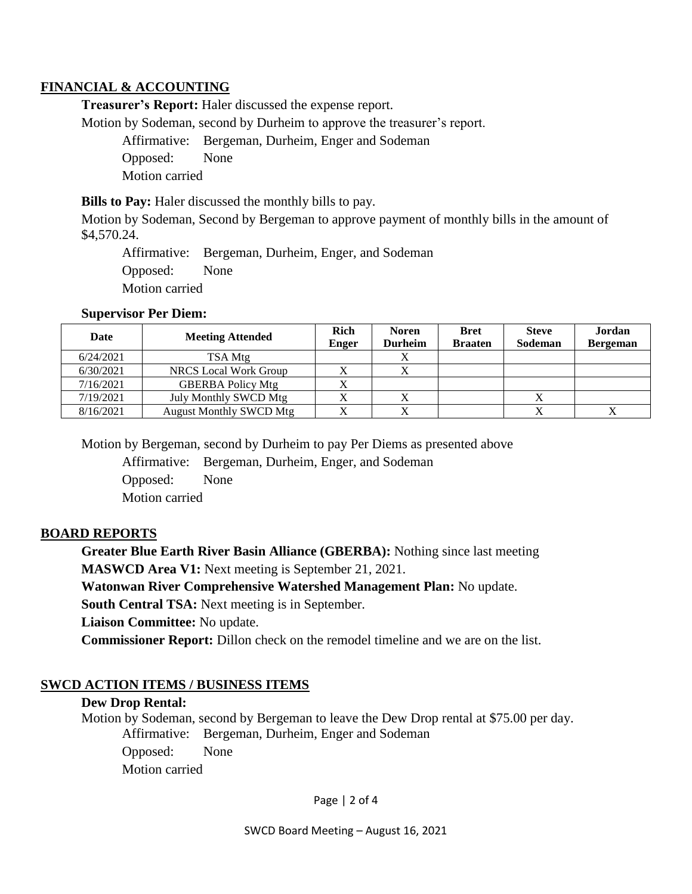## FINANCIAL & ACCOUNTING

**Treasurer's Report:** Haler discussed the expense report.

Motion by Sodeman, second by Durheim to approve the treasurer's report.

Affirmative: Bergeman, Durheim, Enger and Sodeman
Opposed: None
Motion carried

**Bills to Pay:** Haler discussed the monthly bills to pay.

Motion by Sodeman, Second by Bergeman to approve payment of monthly bills in the amount of $4,570.24.

Affirmative: Bergeman, Durheim, Enger, and Sodeman
Opposed: None
Motion carried

**Supervisor Per Diem:**

| Date | Meeting Attended | Rich Enger | Noren Durheim | Bret Braaten | Steve Sodeman | Jordan Bergeman |
|---|---|---|---|---|---|---|
| 6/24/2021 | TSA Mtg | | X | | | |
| 6/30/2021 | NRCS Local Work Group | X | X | | | |
| 7/16/2021 | GBERBA Policy Mtg | X | | | | |
| 7/19/2021 | July Monthly SWCD Mtg | X | X | | X | |
| 8/16/2021 | August Monthly SWCD Mtg | X | X | | X | X |

Motion by Bergeman, second by Durheim to pay Per Diems as presented above

Affirmative: Bergeman, Durheim, Enger, and Sodeman
Opposed: None
Motion carried

## BOARD REPORTS

**Greater Blue Earth River Basin Alliance (GBERBA):** Nothing since last meeting
**MASWCD Area V1:** Next meeting is September 21, 2021.
**Watonwan River Comprehensive Watershed Management Plan:** No update.
**South Central TSA:** Next meeting is in September.
**Liaison Committee:** No update.
**Commissioner Report:** Dillon check on the remodel timeline and we are on the list.

## SWCD ACTION ITEMS / BUSINESS ITEMS

**Dew Drop Rental:**

Motion by Sodeman, second by Bergeman to leave the Dew Drop rental at $75.00 per day.

Affirmative: Bergeman, Durheim, Enger and Sodeman
Opposed: None
Motion carried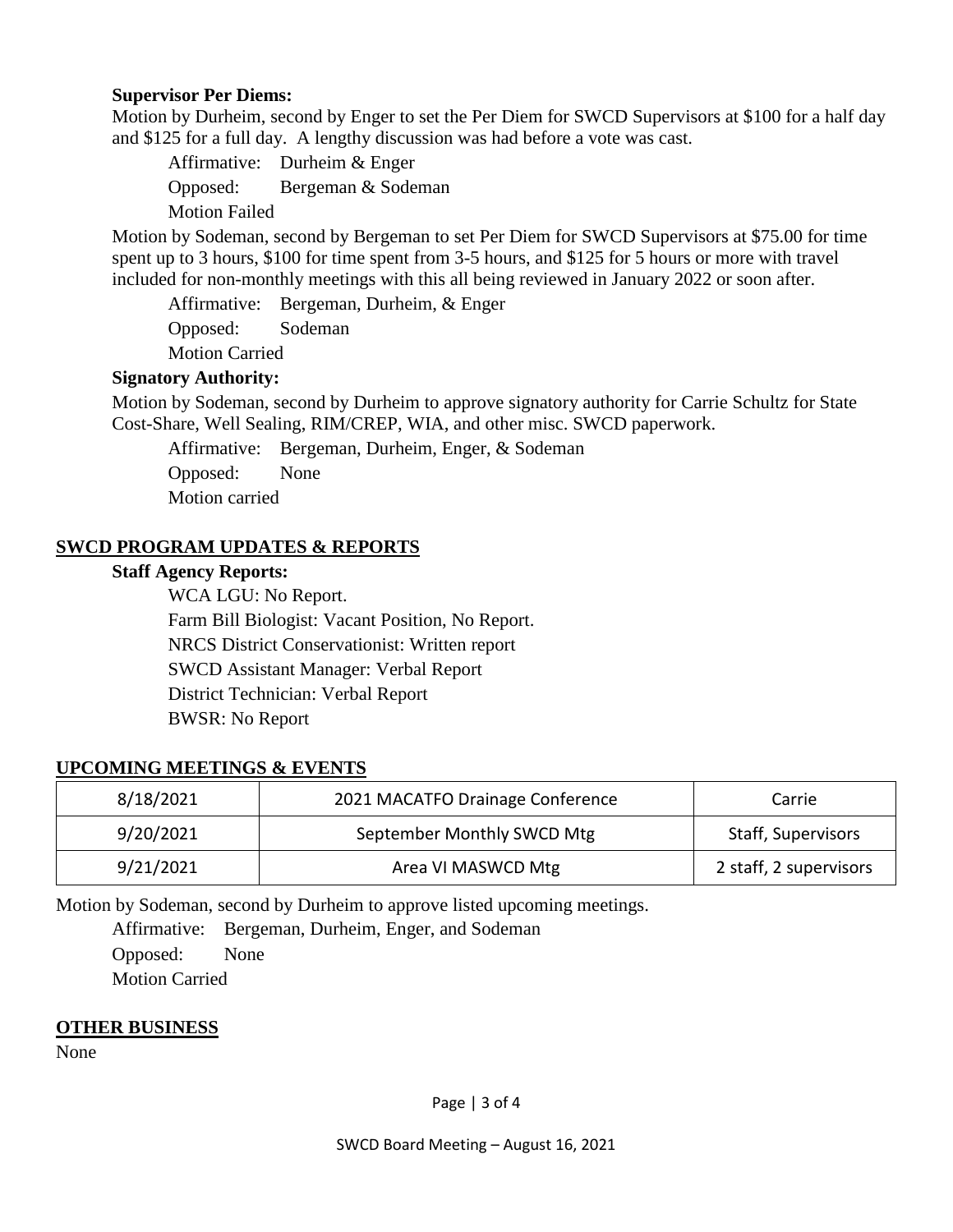**Supervisor Per Diems:**

Motion by Durheim, second by Enger to set the Per Diem for SWCD Supervisors at $100 for a half day and $125 for a full day. A lengthy discussion was had before a vote was cast.

Affirmative: Durheim & Enger

Opposed: Bergeman & Sodeman

Motion Failed

Motion by Sodeman, second by Bergeman to set Per Diem for SWCD Supervisors at $75.00 for time spent up to 3 hours, $100 for time spent from 3-5 hours, and $125 for 5 hours or more with travel included for non-monthly meetings with this all being reviewed in January 2022 or soon after.

Affirmative: Bergeman, Durheim, & Enger

Opposed: Sodeman

Motion Carried

**Signatory Authority:**

Motion by Sodeman, second by Durheim to approve signatory authority for Carrie Schultz for State Cost-Share, Well Sealing, RIM/CREP, WIA, and other misc. SWCD paperwork.

Affirmative: Bergeman, Durheim, Enger, & Sodeman

Opposed: None

Motion carried

## SWCD PROGRAM UPDATES & REPORTS

**Staff Agency Reports:**

WCA LGU: No Report.

Farm Bill Biologist: Vacant Position, No Report.

NRCS District Conservationist: Written report

SWCD Assistant Manager: Verbal Report

District Technician: Verbal Report

BWSR: No Report

## UPCOMING MEETINGS & EVENTS

| | | |
|---|---|---|
| 8/18/2021 | 2021 MACATFO Drainage Conference | Carrie |
| 9/20/2021 | September Monthly SWCD Mtg | Staff, Supervisors |
| 9/21/2021 | Area VI MASWCD Mtg | 2 staff, 2 supervisors |

Motion by Sodeman, second by Durheim to approve listed upcoming meetings.

Affirmative: Bergeman, Durheim, Enger, and Sodeman

Opposed: None

Motion Carried

## OTHER BUSINESS

None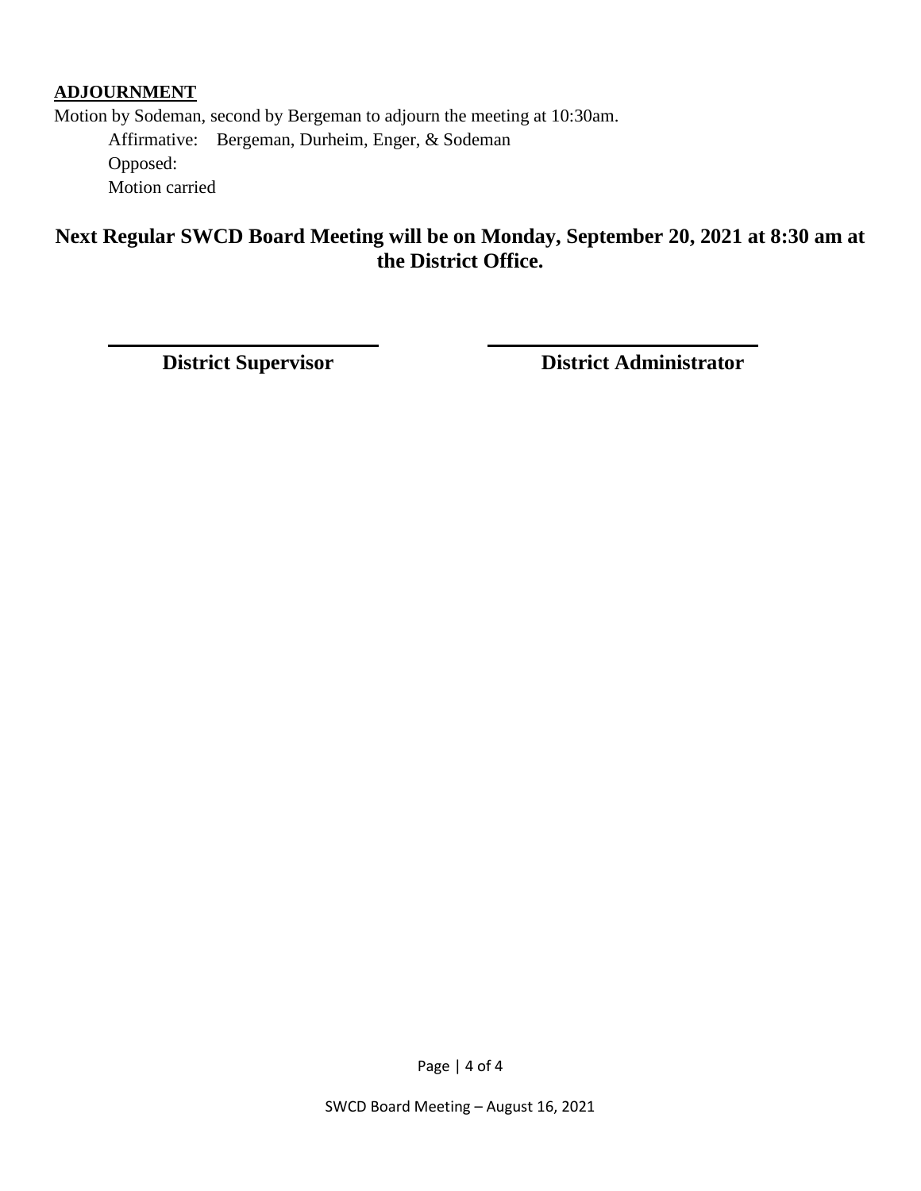**ADJOURNMENT**

Motion by Sodeman, second by Bergeman to adjourn the meeting at 10:30am.

Affirmative: Bergeman, Durheim, Enger, & Sodeman
Opposed:
Motion carried

**Next Regular SWCD Board Meeting will be on Monday, September 20, 2021 at 8:30 am at the District Office.**

\_\_\_\_\_\_\_\_\_\_\_\_\_\_\_\_\_\_\_\_\_\_\_\_\_\_\_\_
**District Supervisor**

\_\_\_\_\_\_\_\_\_\_\_\_\_\_\_\_\_\_\_\_\_\_\_\_\_\_\_\_
**District Administrator**